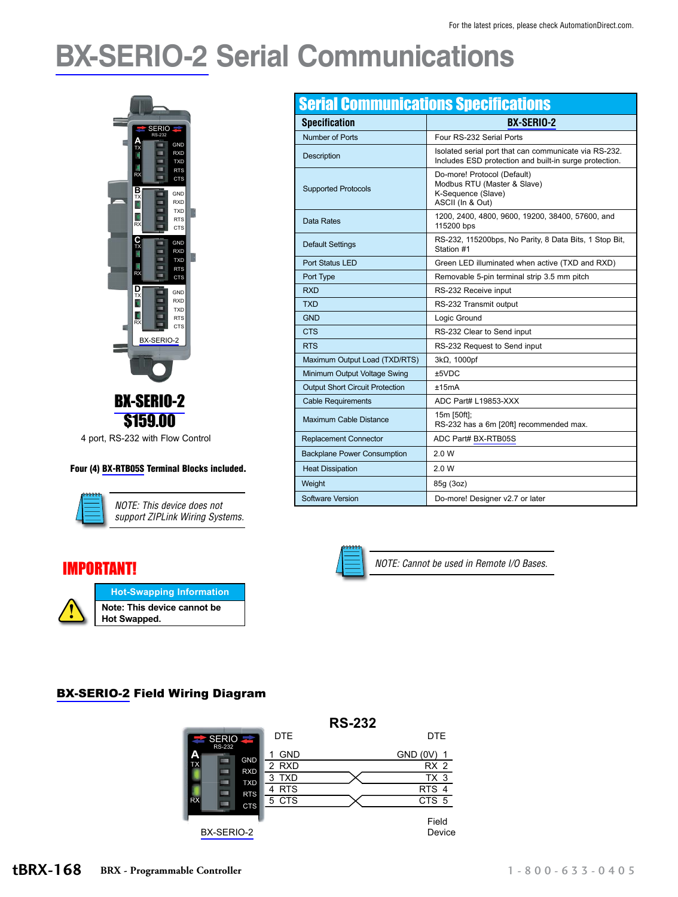For the latest prices, please check AutomationDirect.com.

# BX-SERIO-2 Serial Communications

**BX-SERIO-2**

**$159.00**

4 port, RS-232 with Flow Control

**Four (4) BX-RTB05S Terminal Blocks included.**

*NOTE: This device does not support ZIPLink Wiring Systems.*

## IMPORTANT!

| Hot-Swapping Information |
|---|
| **Note: This device cannot be Hot Swapped.** |

## Serial Communications Specifications

| Specification | BX-SERIO-2 |
|---|---|
| Number of Ports | Four RS-232 Serial Ports |
| Description | Isolated serial port that can communicate via RS-232. Includes ESD protection and built-in surge protection. |
| Supported Protocols | Do-more! Protocol (Default)<br>Modbus RTU (Master & Slave)<br>K-Sequence (Slave)<br>ASCII (In & Out) |
| Data Rates | 1200, 2400, 4800, 9600, 19200, 38400, 57600, and 115200 bps |
| Default Settings | RS-232, 115200bps, No Parity, 8 Data Bits, 1 Stop Bit, Station #1 |
| Port Status LED | Green LED illuminated when active (TXD and RXD) |
| Port Type | Removable 5-pin terminal strip 3.5 mm pitch |
| RXD | RS-232 Receive input |
| TXD | RS-232 Transmit output |
| GND | Logic Ground |
| CTS | RS-232 Clear to Send input |
| RTS | RS-232 Request to Send input |
| Maximum Output Load (TXD/RTS) | 3kΩ, 1000pf |
| Minimum Output Voltage Swing | ±5VDC |
| Output Short Circuit Protection | ±15mA |
| Cable Requirements | ADC Part# L19853-XXX |
| Maximum Cable Distance | 15m [50ft];<br>RS-232 has a 6m [20ft] recommended max. |
| Replacement Connector | ADC Part# BX-RTB05S |
| Backplane Power Consumption | 2.0 W |
| Heat Dissipation | 2.0 W |
| Weight | 85g (3oz) |
| Software Version | Do-more! Designer v2.7 or later |

*NOTE: Cannot be used in Remote I/O Bases.*

## BX-SERIO-2 Field Wiring Diagram

RS-232

| BX-SERIO-2 (DTE) | Field Device (DTE) |
|---|---|
| 1 GND | GND (0V) 1 |
| 2 RXD | RX 2 |
| 3 TXD | TX 3 |
| 4 RTS | RTS 4 |
| 5 CTS | CTS 5 |

BRX - Programmable Controller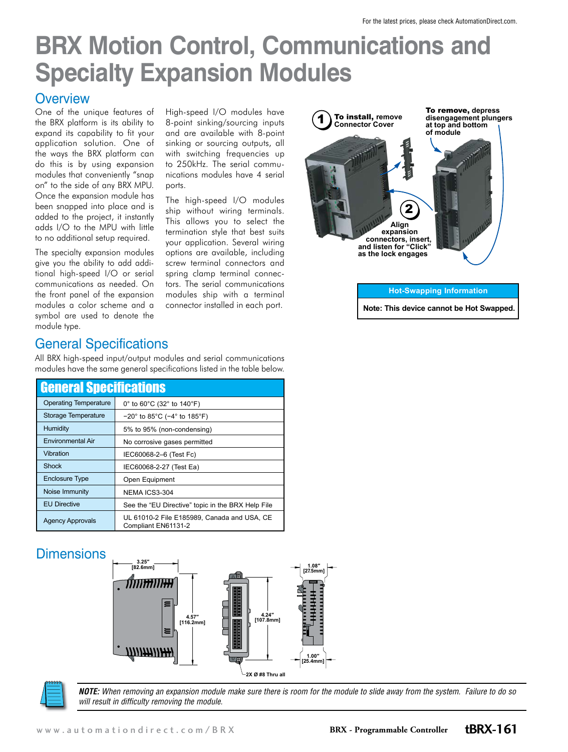# BRX Motion Control, Communications and Specialty Expansion Modules

## Overview

One of the unique features of the BRX platform is its ability to expand its capability to fit your application solution. One of the ways the BRX platform can do this is by using expansion modules that conveniently "snap on" to the side of any BRX MPU. Once the expansion module has been snapped into place and is added to the project, it instantly adds I/O to the MPU with little to no additional setup required.

The specialty expansion modules give you the ability to add additional high-speed I/O or serial communications as needed. On the front panel of the expansion modules a color scheme and a symbol are used to denote the module type.

High-speed I/O modules have 8-point sinking/sourcing inputs and are available with 8-point sinking or sourcing outputs, all with switching frequencies up to 250kHz. The serial communications modules have 4 serial ports.

The high-speed I/O modules ship without wiring terminals. This allows you to select the termination style that best suits your application. Several wiring options are available, including screw terminal connectors and spring clamp terminal connectors. The serial communications modules ship with a terminal connector installed in each port.

1 **To install,** remove Connector Cover

2 Align expansion connectors, insert, and listen for "Click" as the lock engages

**To remove,** depress disengagement plungers at top and bottom of module

| Hot-Swapping Information |
|---|
| **Note: This device cannot be Hot Swapped.** |

## General Specifications

All BRX high-speed input/output modules and serial communications modules have the same general specifications listed in the table below.

| General Specifications | |
|---|---|
| Operating Temperature | 0° to 60°C (32° to 140°F) |
| Storage Temperature | −20° to 85°C (−4° to 185°F) |
| Humidity | 5% to 95% (non-condensing) |
| Environmental Air | No corrosive gases permitted |
| Vibration | IEC60068-2–6 (Test Fc) |
| Shock | IEC60068-2-27 (Test Ea) |
| Enclosure Type | Open Equipment |
| Noise Immunity | NEMA ICS3-304 |
| EU Directive | See the "EU Directive" topic in the BRX Help File |
| Agency Approvals | UL 61010-2 File E185989, Canada and USA, CE Compliant EN61131-2 |

## Dimensions

3.25" [82.6mm]

4.57" [116.2mm]

4.24" [107.8mm]

1.08" [27.5mm]

1.00" [25.4mm]

2X Ø #8 Thru all

***NOTE:*** *When removing an expansion module make sure there is room for the module to slide away from the system. Failure to do so will result in difficulty removing the module.*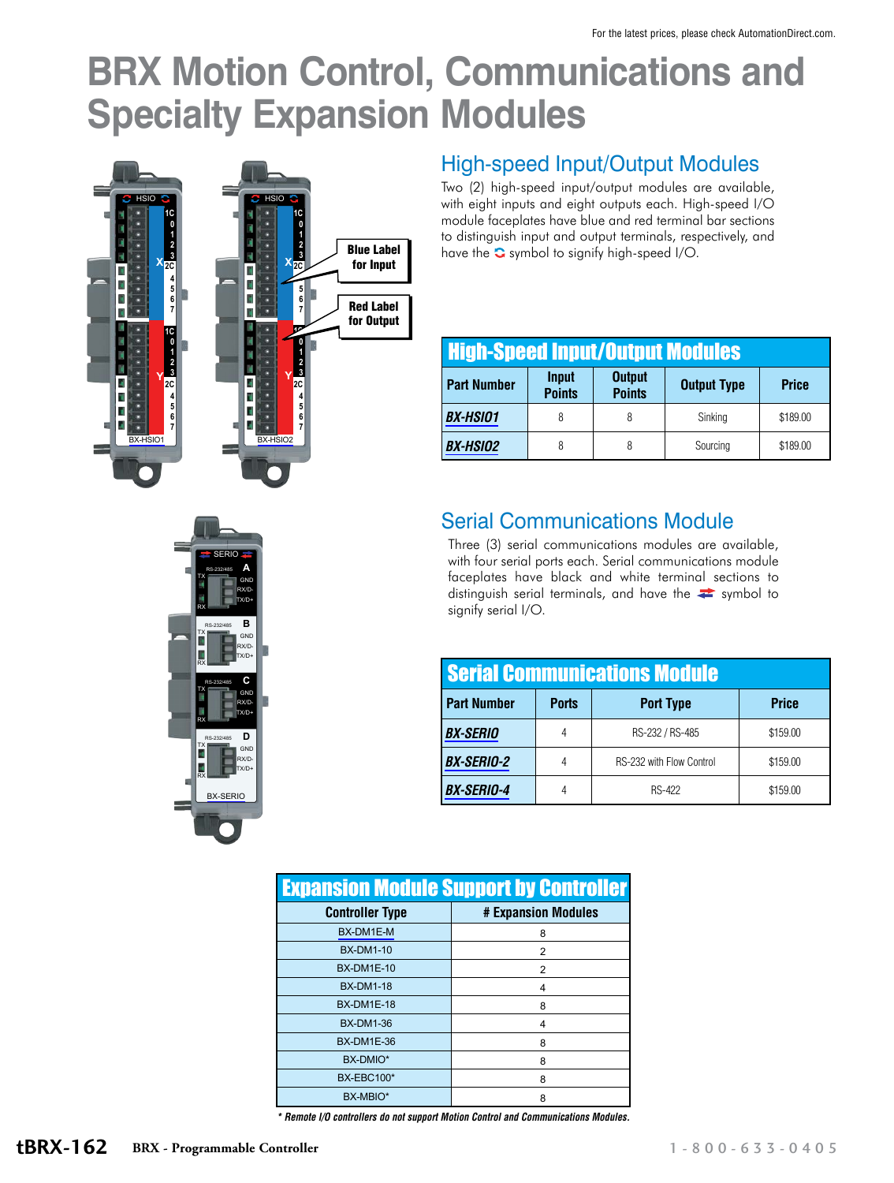# BRX Motion Control, Communications and Specialty Expansion Modules

## High-speed Input/Output Modules

Two (2) high-speed input/output modules are available, with eight inputs and eight outputs each. High-speed I/O module faceplates have blue and red terminal bar sections to distinguish input and output terminals, respectively, and have the symbol to signify high-speed I/O.

Blue Label for Input

Red Label for Output

| High-Speed Input/Output Modules | | | | |
|---|---|---|---|---|
| Part Number | Input Points | Output Points | Output Type | Price |
| BX-HSIO1 | 8 | 8 | Sinking | $189.00 |
| BX-HSIO2 | 8 | 8 | Sourcing | $189.00 |

## Serial Communications Module

Three (3) serial communications modules are available, with four serial ports each. Serial communications module faceplates have black and white terminal sections to distinguish serial terminals, and have the symbol to signify serial I/O.

| Serial Communications Module | | | |
|---|---|---|---|
| Part Number | Ports | Port Type | Price |
| BX-SERIO | 4 | RS-232 / RS-485 | $159.00 |
| BX-SERIO-2 | 4 | RS-232 with Flow Control | $159.00 |
| BX-SERIO-4 | 4 | RS-422 | $159.00 |

| Expansion Module Support by Controller | |
|---|---|
| Controller Type | # Expansion Modules |
| BX-DM1E-M | 8 |
| BX-DM1-10 | 2 |
| BX-DM1E-10 | 2 |
| BX-DM1-18 | 4 |
| BX-DM1E-18 | 8 |
| BX-DM1-36 | 4 |
| BX-DM1E-36 | 8 |
| BX-DMIO* | 8 |
| BX-EBC100* | 8 |
| BX-MBIO* | 8 |

*** Remote I/O controllers do not support Motion Control and Communications Modules.**